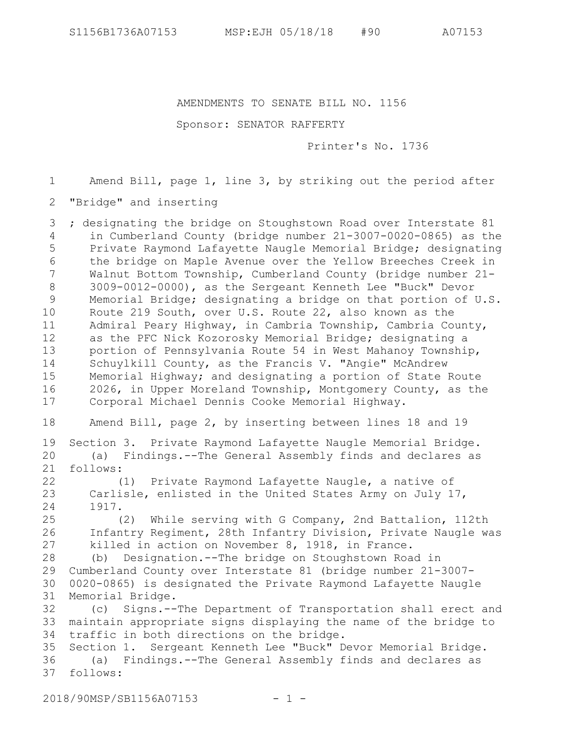AMENDMENTS TO SENATE BILL NO. 1156

Sponsor: SENATOR RAFFERTY

Printer's No. 1736

Amend Bill, page 1, line 3, by striking out the period after "Bridge" and inserting

; designating the bridge on Stoughstown Road over Interstate 81 in Cumberland County (bridge number 21-3007-0020-0865) as the Private Raymond Lafayette Naugle Memorial Bridge; designating the bridge on Maple Avenue over the Yellow Breeches Creek in Walnut Bottom Township, Cumberland County (bridge number 21-3009-0012-0000), as the Sergeant Kenneth Lee "Buck" Devor Memorial Bridge; designating a bridge on that portion of U.S. Route 219 South, over U.S. Route 22, also known as the Admiral Peary Highway, in Cambria Township, Cambria County, as the PFC Nick Kozorosky Memorial Bridge; designating a portion of Pennsylvania Route 54 in West Mahanoy Township, Schuylkill County, as the Francis V. "Angie" McAndrew Memorial Highway; and designating a portion of State Route 2026, in Upper Moreland Township, Montgomery County, as the Corporal Michael Dennis Cooke Memorial Highway.

Amend Bill, page 2, by inserting between lines 18 and 19

Section 3. Private Raymond Lafayette Naugle Memorial Bridge.

(a) Findings.--The General Assembly finds and declares as follows:

(1) Private Raymond Lafayette Naugle, a native of Carlisle, enlisted in the United States Army on July 17, 1917.

(2) While serving with G Company, 2nd Battalion, 112th Infantry Regiment, 28th Infantry Division, Private Naugle was killed in action on November 8, 1918, in France.

(b) Designation.--The bridge on Stoughstown Road in Cumberland County over Interstate 81 (bridge number 21-3007-0020-0865) is designated the Private Raymond Lafayette Naugle Memorial Bridge.

(c) Signs.--The Department of Transportation shall erect and maintain appropriate signs displaying the name of the bridge to traffic in both directions on the bridge.

Section 1. Sergeant Kenneth Lee "Buck" Devor Memorial Bridge.

(a) Findings.--The General Assembly finds and declares as follows: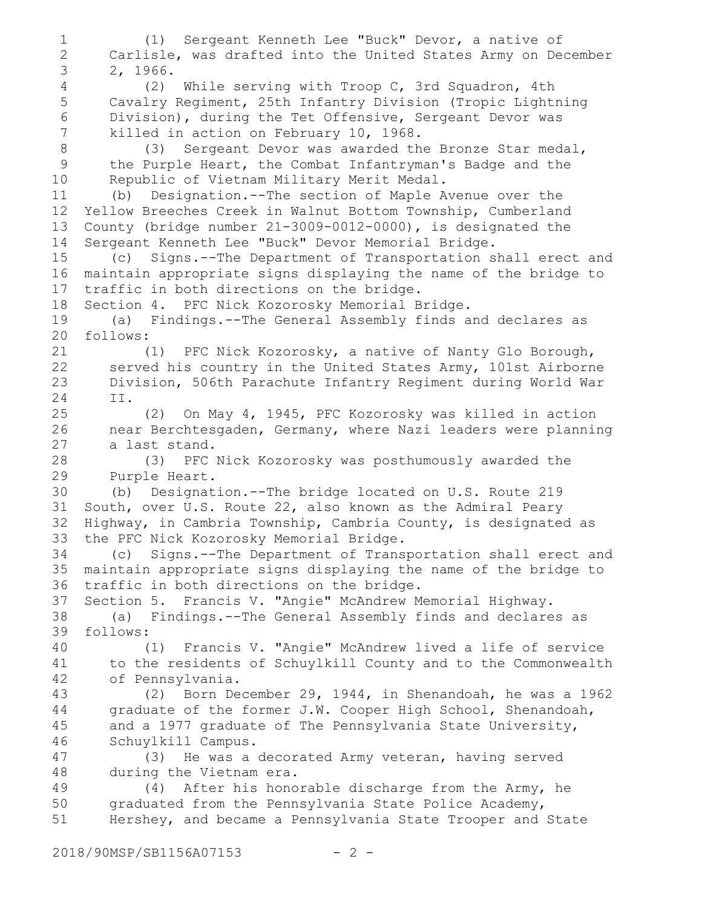(1) Sergeant Kenneth Lee "Buck" Devor, a native of Carlisle, was drafted into the United States Army on December 2, 1966.

(2) While serving with Troop C, 3rd Squadron, 4th Cavalry Regiment, 25th Infantry Division (Tropic Lightning Division), during the Tet Offensive, Sergeant Devor was killed in action on February 10, 1968.

(3) Sergeant Devor was awarded the Bronze Star medal, the Purple Heart, the Combat Infantryman's Badge and the Republic of Vietnam Military Merit Medal.

(b) Designation.--The section of Maple Avenue over the Yellow Breeches Creek in Walnut Bottom Township, Cumberland County (bridge number 21-3009-0012-0000), is designated the Sergeant Kenneth Lee "Buck" Devor Memorial Bridge.

(c) Signs.--The Department of Transportation shall erect and maintain appropriate signs displaying the name of the bridge to traffic in both directions on the bridge.

Section 4. PFC Nick Kozorosky Memorial Bridge.

(a) Findings.--The General Assembly finds and declares as follows:

(1) PFC Nick Kozorosky, a native of Nanty Glo Borough, served his country in the United States Army, 101st Airborne Division, 506th Parachute Infantry Regiment during World War II.

(2) On May 4, 1945, PFC Kozorosky was killed in action near Berchtesgaden, Germany, where Nazi leaders were planning a last stand.

(3) PFC Nick Kozorosky was posthumously awarded the Purple Heart.

(b) Designation.--The bridge located on U.S. Route 219 South, over U.S. Route 22, also known as the Admiral Peary Highway, in Cambria Township, Cambria County, is designated as the PFC Nick Kozorosky Memorial Bridge.

(c) Signs.--The Department of Transportation shall erect and maintain appropriate signs displaying the name of the bridge to traffic in both directions on the bridge.

Section 5. Francis V. "Angie" McAndrew Memorial Highway.

(a) Findings.--The General Assembly finds and declares as follows:

(1) Francis V. "Angie" McAndrew lived a life of service to the residents of Schuylkill County and to the Commonwealth of Pennsylvania.

(2) Born December 29, 1944, in Shenandoah, he was a 1962 graduate of the former J.W. Cooper High School, Shenandoah, and a 1977 graduate of The Pennsylvania State University, Schuylkill Campus.

(3) He was a decorated Army veteran, having served during the Vietnam era.

(4) After his honorable discharge from the Army, he graduated from the Pennsylvania State Police Academy, Hershey, and became a Pennsylvania State Trooper and State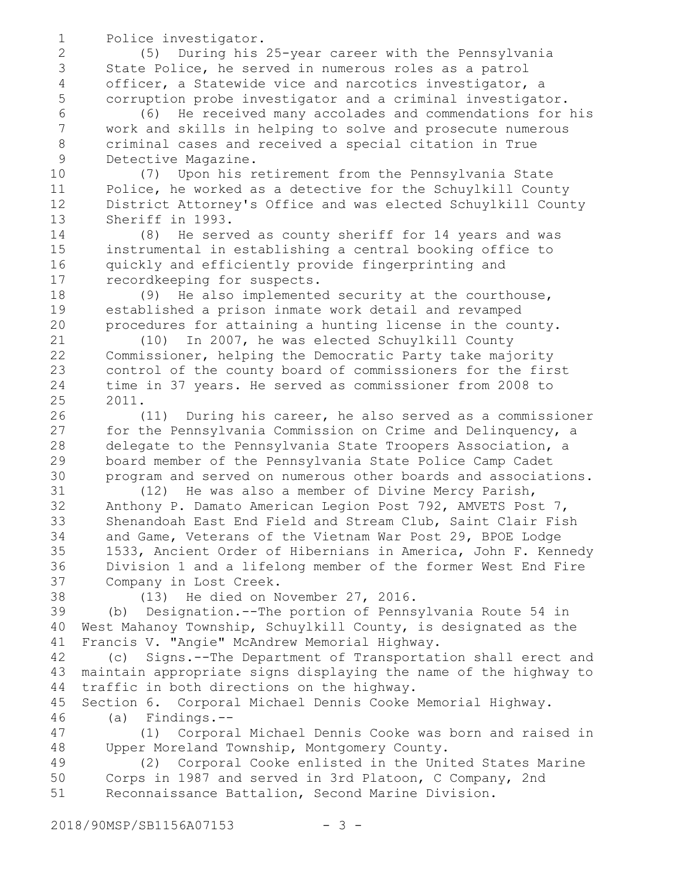Police investigator.

(5) During his 25-year career with the Pennsylvania State Police, he served in numerous roles as a patrol officer, a Statewide vice and narcotics investigator, a corruption probe investigator and a criminal investigator.

(6) He received many accolades and commendations for his work and skills in helping to solve and prosecute numerous criminal cases and received a special citation in True Detective Magazine.

(7) Upon his retirement from the Pennsylvania State Police, he worked as a detective for the Schuylkill County District Attorney's Office and was elected Schuylkill County Sheriff in 1993.

(8) He served as county sheriff for 14 years and was instrumental in establishing a central booking office to quickly and efficiently provide fingerprinting and recordkeeping for suspects.

(9) He also implemented security at the courthouse, established a prison inmate work detail and revamped procedures for attaining a hunting license in the county.

(10) In 2007, he was elected Schuylkill County Commissioner, helping the Democratic Party take majority control of the county board of commissioners for the first time in 37 years. He served as commissioner from 2008 to 2011.

(11) During his career, he also served as a commissioner for the Pennsylvania Commission on Crime and Delinquency, a delegate to the Pennsylvania State Troopers Association, a board member of the Pennsylvania State Police Camp Cadet program and served on numerous other boards and associations.

(12) He was also a member of Divine Mercy Parish, Anthony P. Damato American Legion Post 792, AMVETS Post 7, Shenandoah East End Field and Stream Club, Saint Clair Fish and Game, Veterans of the Vietnam War Post 29, BPOE Lodge 1533, Ancient Order of Hibernians in America, John F. Kennedy Division 1 and a lifelong member of the former West End Fire Company in Lost Creek.

(13) He died on November 27, 2016.

(b) Designation.--The portion of Pennsylvania Route 54 in West Mahanoy Township, Schuylkill County, is designated as the Francis V. "Angie" McAndrew Memorial Highway.

(c) Signs.--The Department of Transportation shall erect and maintain appropriate signs displaying the name of the highway to traffic in both directions on the highway.

Section 6. Corporal Michael Dennis Cooke Memorial Highway.

(a) Findings.--

(1) Corporal Michael Dennis Cooke was born and raised in Upper Moreland Township, Montgomery County.

(2) Corporal Cooke enlisted in the United States Marine Corps in 1987 and served in 3rd Platoon, C Company, 2nd Reconnaissance Battalion, Second Marine Division.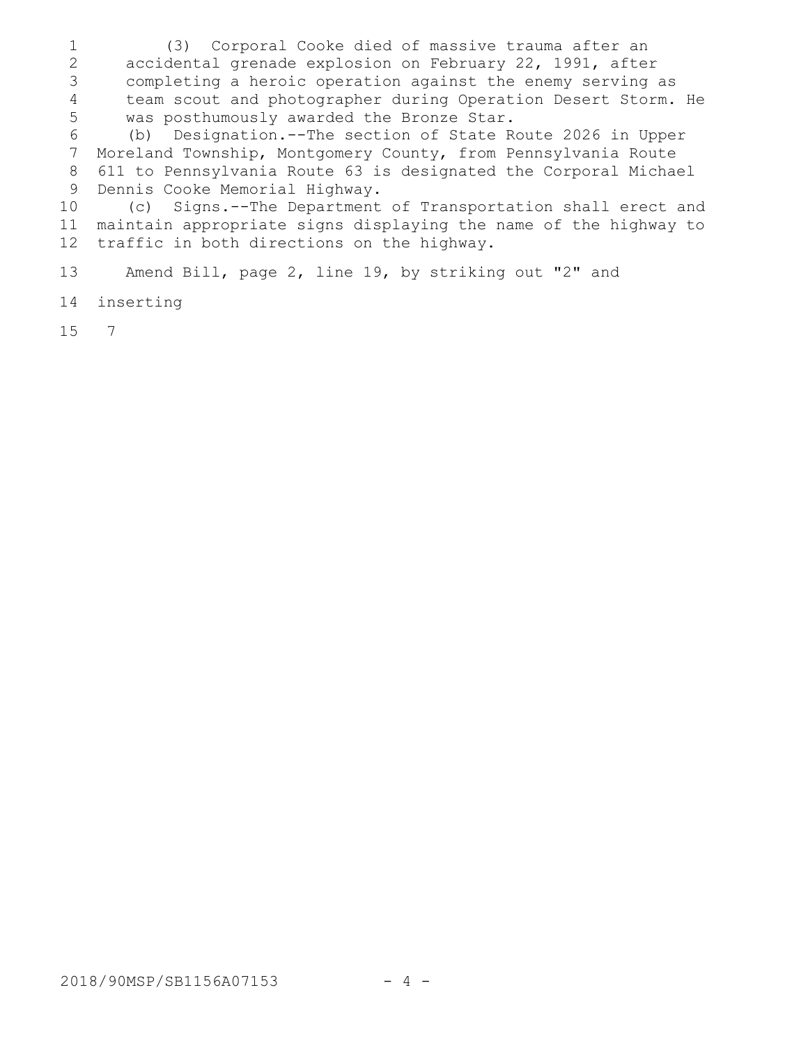(3) Corporal Cooke died of massive trauma after an accidental grenade explosion on February 22, 1991, after completing a heroic operation against the enemy serving as team scout and photographer during Operation Desert Storm. He was posthumously awarded the Bronze Star.

(b) Designation.--The section of State Route 2026 in Upper Moreland Township, Montgomery County, from Pennsylvania Route 611 to Pennsylvania Route 63 is designated the Corporal Michael Dennis Cooke Memorial Highway.

(c) Signs.--The Department of Transportation shall erect and maintain appropriate signs displaying the name of the highway to traffic in both directions on the highway.

Amend Bill, page 2, line 19, by striking out "2" and inserting

7